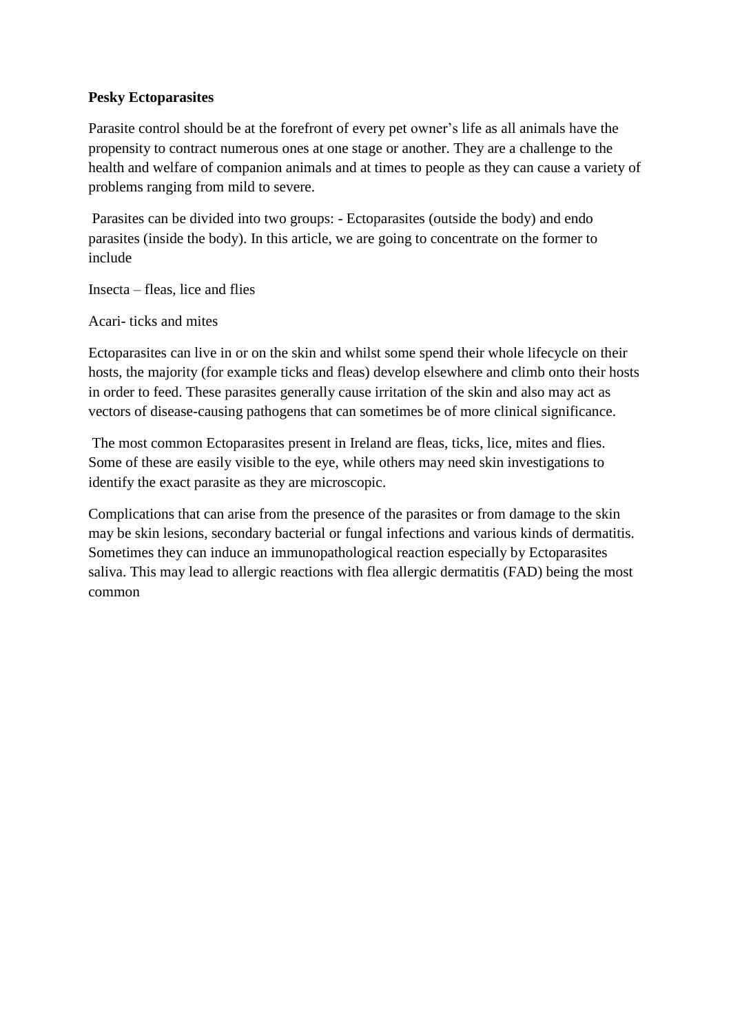**Pesky Ectoparasites**

Parasite control should be at the forefront of every pet owner's life as all animals have the propensity to contract numerous ones at one stage or another. They are a challenge to the health and welfare of companion animals and at times to people as they can cause a variety of problems ranging from mild to severe.

Parasites can be divided into two groups: - Ectoparasites (outside the body) and endo parasites (inside the body). In this article, we are going to concentrate on the former to include

Insecta – fleas, lice and flies

Acari- ticks and mites

Ectoparasites can live in or on the skin and whilst some spend their whole lifecycle on their hosts, the majority (for example ticks and fleas) develop elsewhere and climb onto their hosts in order to feed. These parasites generally cause irritation of the skin and also may act as vectors of disease-causing pathogens that can sometimes be of more clinical significance.

The most common Ectoparasites present in Ireland are fleas, ticks, lice, mites and flies. Some of these are easily visible to the eye, while others may need skin investigations to identify the exact parasite as they are microscopic.

Complications that can arise from the presence of the parasites or from damage to the skin may be skin lesions, secondary bacterial or fungal infections and various kinds of dermatitis. Sometimes they can induce an immunopathological reaction especially by Ectoparasites saliva. This may lead to allergic reactions with flea allergic dermatitis (FAD) being the most common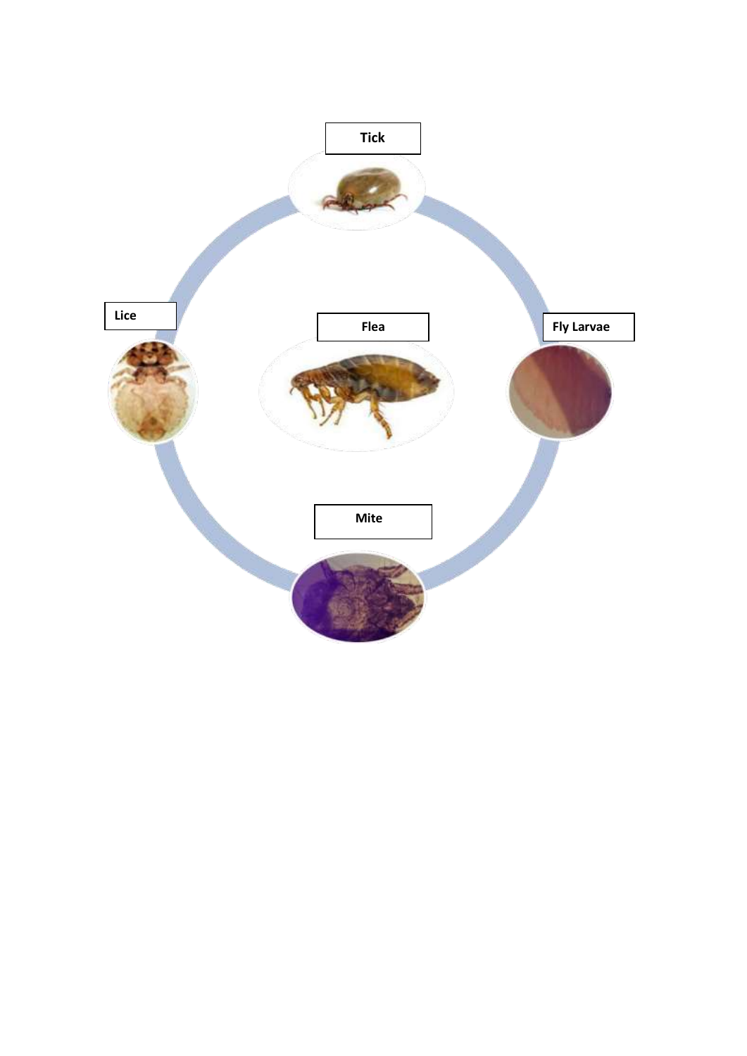Tick

Lice

Flea

Fly Larvae

Mite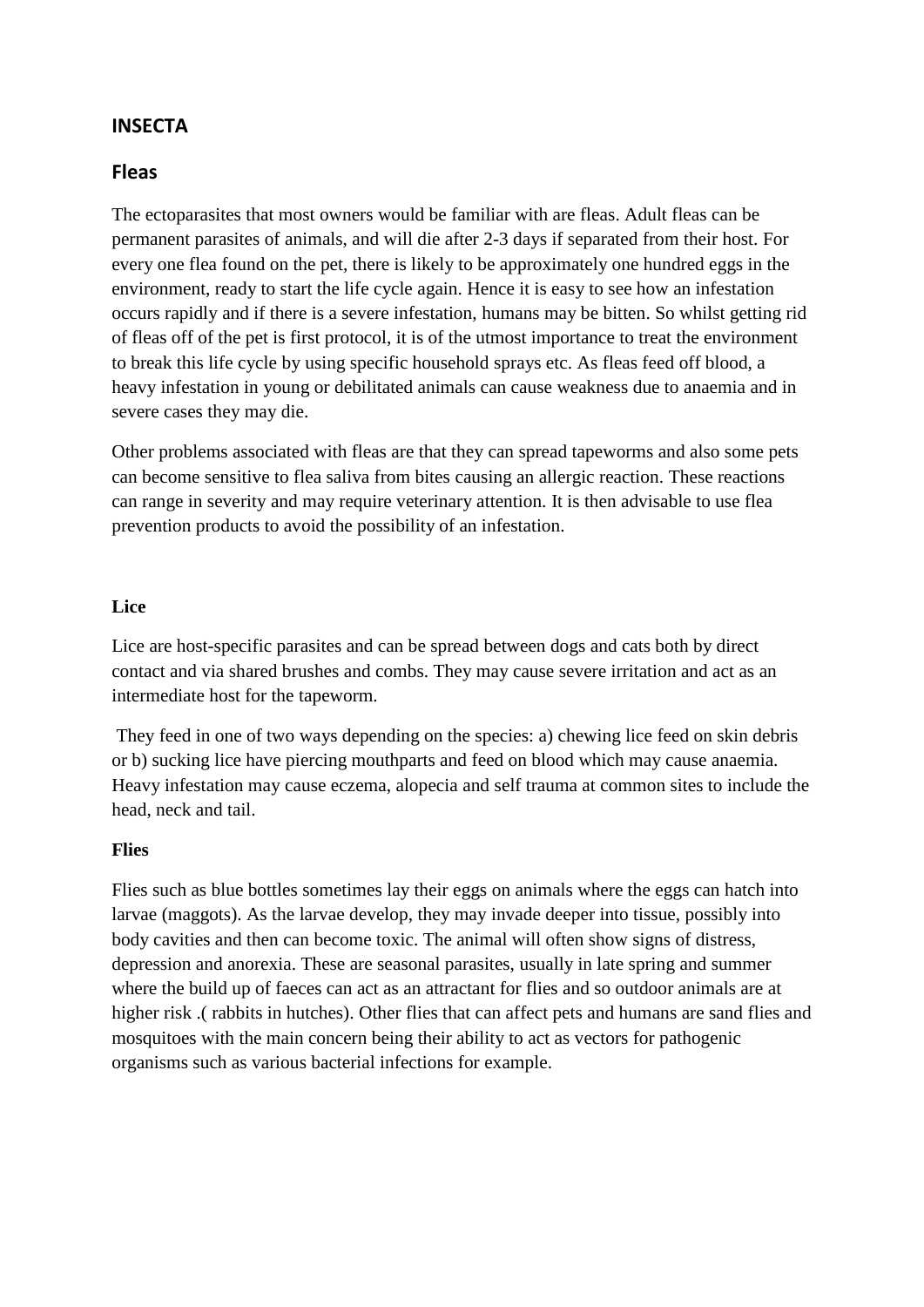## INSECTA

## Fleas

The ectoparasites that most owners would be familiar with are fleas. Adult fleas can be permanent parasites of animals, and will die after 2-3 days if separated from their host. For every one flea found on the pet, there is likely to be approximately one hundred eggs in the environment, ready to start the life cycle again. Hence it is easy to see how an infestation occurs rapidly and if there is a severe infestation, humans may be bitten. So whilst getting rid of fleas off of the pet is first protocol, it is of the utmost importance to treat the environment to break this life cycle by using specific household sprays etc. As fleas feed off blood, a heavy infestation in young or debilitated animals can cause weakness due to anaemia and in severe cases they may die.

Other problems associated with fleas are that they can spread tapeworms and also some pets can become sensitive to flea saliva from bites causing an allergic reaction. These reactions can range in severity and may require veterinary attention. It is then advisable to use flea prevention products to avoid the possibility of an infestation.

**Lice**

Lice are host-specific parasites and can be spread between dogs and cats both by direct contact and via shared brushes and combs. They may cause severe irritation and act as an intermediate host for the tapeworm.

They feed in one of two ways depending on the species: a) chewing lice feed on skin debris or b) sucking lice have piercing mouthparts and feed on blood which may cause anaemia. Heavy infestation may cause eczema, alopecia and self trauma at common sites to include the head, neck and tail.

**Flies**

Flies such as blue bottles sometimes lay their eggs on animals where the eggs can hatch into larvae (maggots). As the larvae develop, they may invade deeper into tissue, possibly into body cavities and then can become toxic. The animal will often show signs of distress, depression and anorexia. These are seasonal parasites, usually in late spring and summer where the build up of faeces can act as an attractant for flies and so outdoor animals are at higher risk .( rabbits in hutches). Other flies that can affect pets and humans are sand flies and mosquitoes with the main concern being their ability to act as vectors for pathogenic organisms such as various bacterial infections for example.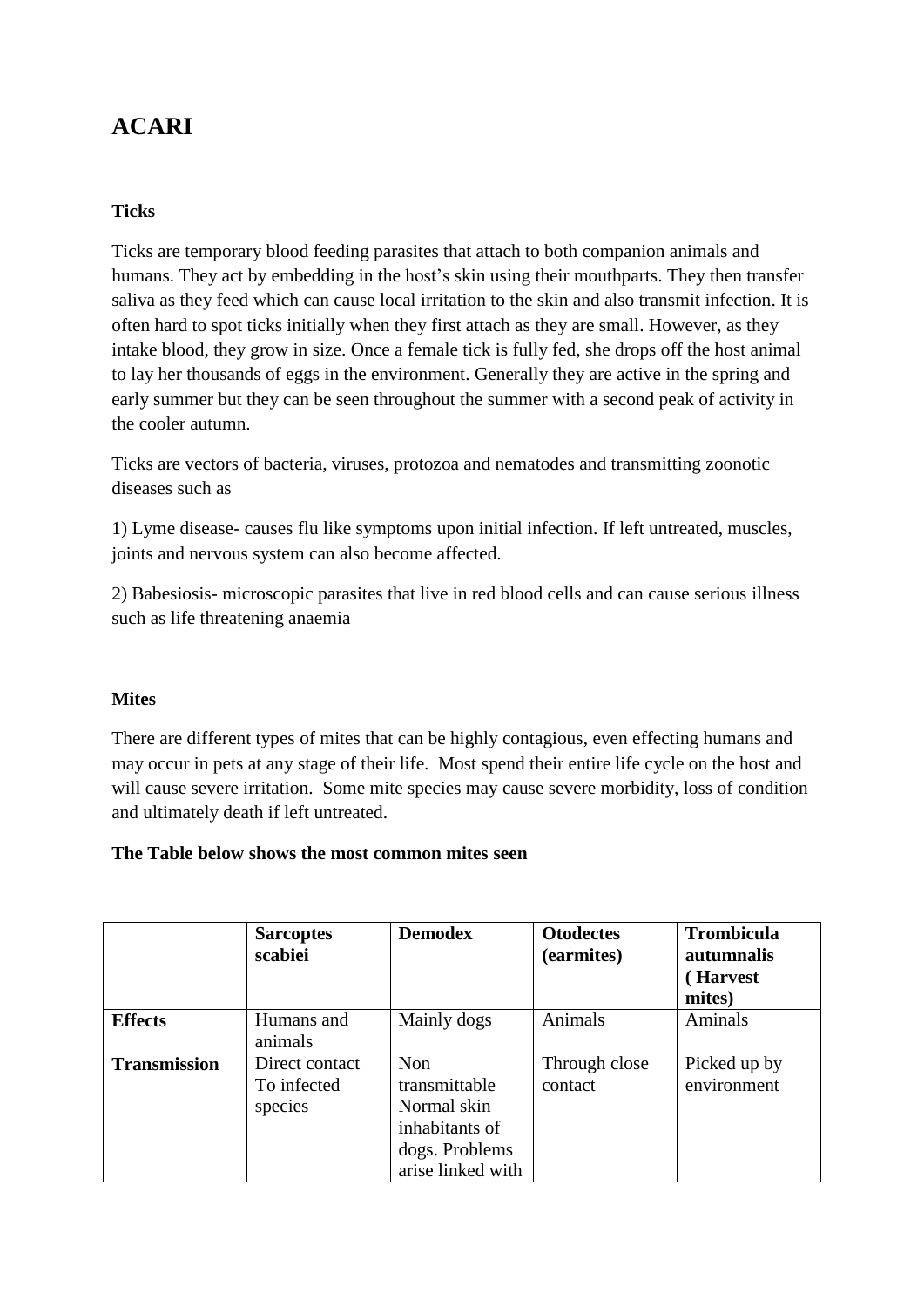# ACARI

**Ticks**

Ticks are temporary blood feeding parasites that attach to both companion animals and humans. They act by embedding in the host's skin using their mouthparts. They then transfer saliva as they feed which can cause local irritation to the skin and also transmit infection. It is often hard to spot ticks initially when they first attach as they are small. However, as they intake blood, they grow in size. Once a female tick is fully fed, she drops off the host animal to lay her thousands of eggs in the environment. Generally they are active in the spring and early summer but they can be seen throughout the summer with a second peak of activity in the cooler autumn.

Ticks are vectors of bacteria, viruses, protozoa and nematodes and transmitting zoonotic diseases such as

1) Lyme disease- causes flu like symptoms upon initial infection. If left untreated, muscles, joints and nervous system can also become affected.

2) Babesiosis- microscopic parasites that live in red blood cells and can cause serious illness such as life threatening anaemia

**Mites**

There are different types of mites that can be highly contagious, even effecting humans and may occur in pets at any stage of their life. Most spend their entire life cycle on the host and will cause severe irritation. Some mite species may cause severe morbidity, loss of condition and ultimately death if left untreated.

**The Table below shows the most common mites seen**

| | **Sarcoptes scabiei** | **Demodex** | **Otodectes (earmites)** | **Trombicula autumnalis ( Harvest mites)** |
|---|---|---|---|---|
| **Effects** | Humans and animals | Mainly dogs | Animals | Aminals |
| **Transmission** | Direct contact To infected species | Non transmittable Normal skin inhabitants of dogs. Problems arise linked with | Through close contact | Picked up by environment |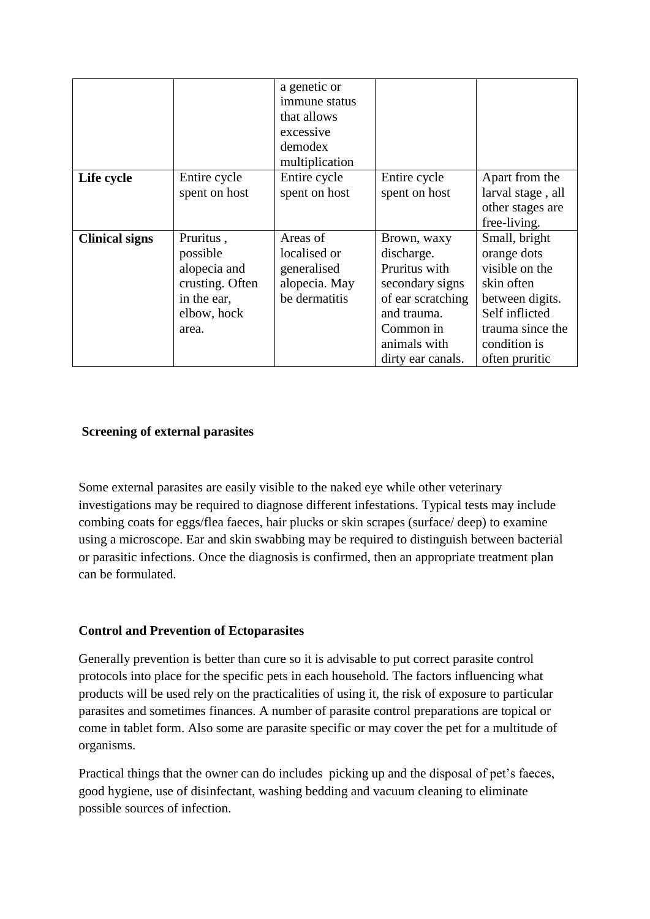| | | | | |
|---|---|---|---|---|
| | | a genetic or immune status that allows excessive demodex multiplication | | |
| **Life cycle** | Entire cycle spent on host | Entire cycle spent on host | Entire cycle spent on host | Apart from the larval stage , all other stages are free-living. |
| **Clinical signs** | Pruritus , possible alopecia and crusting. Often in the ear, elbow, hock area. | Areas of localised or generalised alopecia. May be dermatitis | Brown, waxy discharge. Pruritus with secondary signs of ear scratching and trauma. Common in animals with dirty ear canals. | Small, bright orange dots visible on the skin often between digits. Self inflicted trauma since the condition is often pruritic |

**Screening of external parasites**

Some external parasites are easily visible to the naked eye while other veterinary investigations may be required to diagnose different infestations. Typical tests may include combing coats for eggs/flea faeces, hair plucks or skin scrapes (surface/ deep) to examine using a microscope. Ear and skin swabbing may be required to distinguish between bacterial or parasitic infections. Once the diagnosis is confirmed, then an appropriate treatment plan can be formulated.

**Control and Prevention of Ectoparasites**

Generally prevention is better than cure so it is advisable to put correct parasite control protocols into place for the specific pets in each household. The factors influencing what products will be used rely on the practicalities of using it, the risk of exposure to particular parasites and sometimes finances. A number of parasite control preparations are topical or come in tablet form. Also some are parasite specific or may cover the pet for a multitude of organisms.

Practical things that the owner can do includes picking up and the disposal of pet's faeces, good hygiene, use of disinfectant, washing bedding and vacuum cleaning to eliminate possible sources of infection.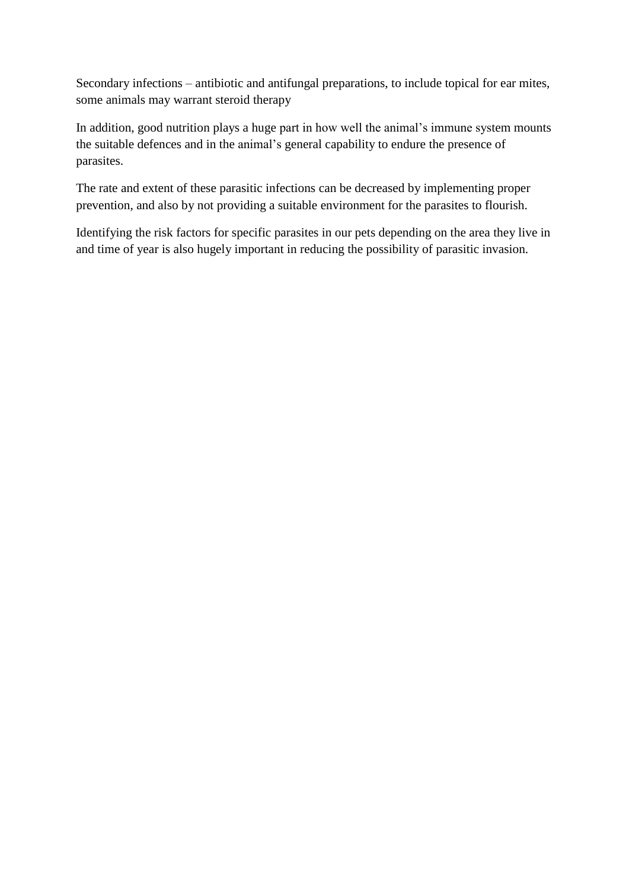Secondary infections – antibiotic and antifungal preparations, to include topical for ear mites, some animals may warrant steroid therapy

In addition, good nutrition plays a huge part in how well the animal's immune system mounts the suitable defences and in the animal's general capability to endure the presence of parasites.

The rate and extent of these parasitic infections can be decreased by implementing proper prevention, and also by not providing a suitable environment for the parasites to flourish.

Identifying the risk factors for specific parasites in our pets depending on the area they live in and time of year is also hugely important in reducing the possibility of parasitic invasion.